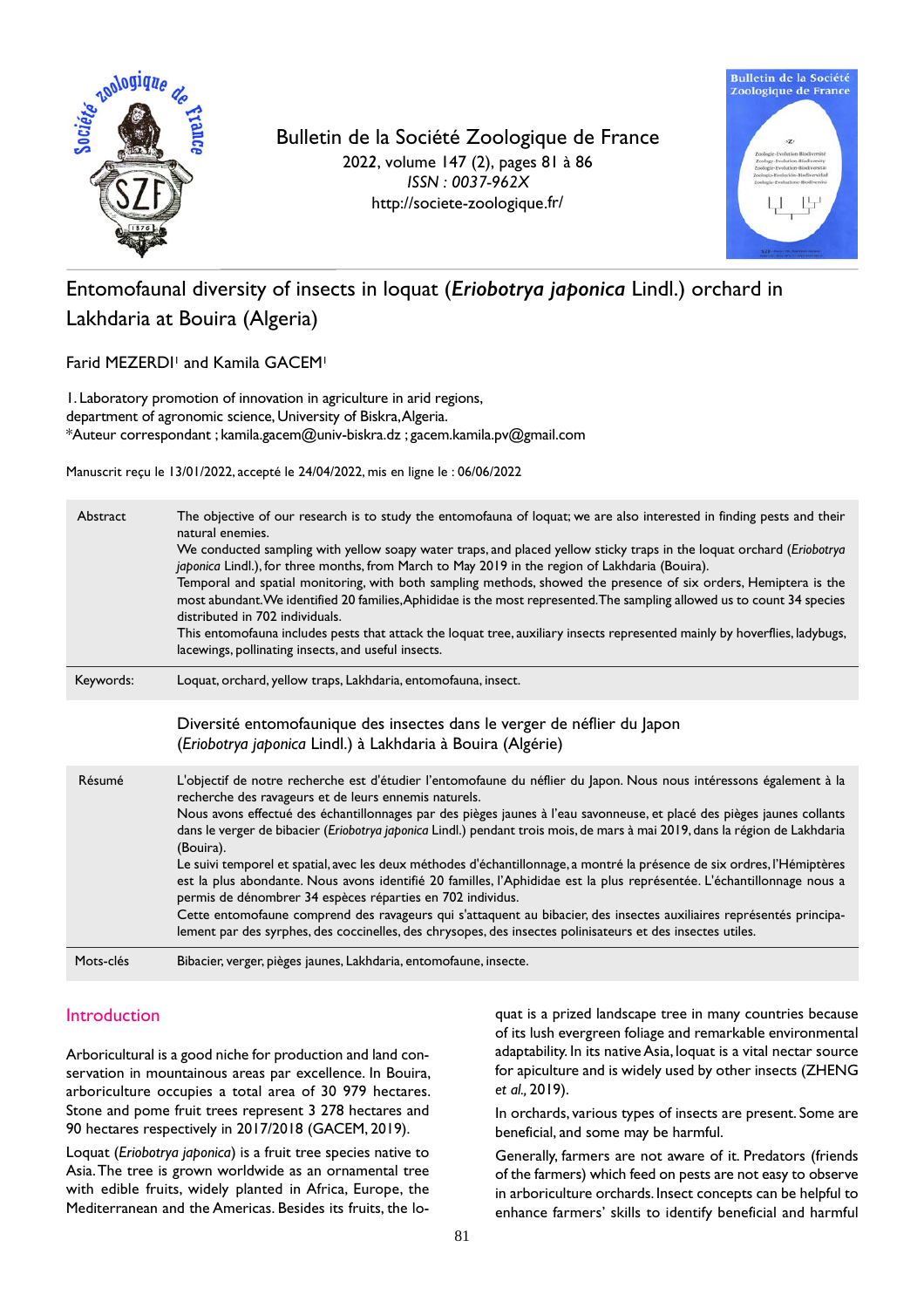Bulletin de la Société Zoologique de France
2022, volume 147 (2), pages 81 à 86
*ISSN : 0037-962X*
http://societe-zoologique.fr/

# Entomofaunal diversity of insects in loquat (***Eriobotrya japonica*** Lindl.) orchard in Lakhdaria at Bouira (Algeria)

Farid MEZERDI[1] and Kamila GACEM[1]

1. Laboratory promotion of innovation in agriculture in arid regions, department of agronomic science, University of Biskra, Algeria.
*Auteur correspondant ; kamila.gacem@univ-biskra.dz ; gacem.kamila.pv@gmail.com

Manuscrit reçu le 13/01/2022, accepté le 24/04/2022, mis en ligne le : 06/06/2022

**Abstract**

The objective of our research is to study the entomofauna of loquat; we are also interested in finding pests and their natural enemies.
We conducted sampling with yellow soapy water traps, and placed yellow sticky traps in the loquat orchard (*Eriobotrya japonica* Lindl.), for three months, from March to May 2019 in the region of Lakhdaria (Bouira).
Temporal and spatial monitoring, with both sampling methods, showed the presence of six orders, Hemiptera is the most abundant. We identified 20 families, Aphididae is the most represented. The sampling allowed us to count 34 species distributed in 702 individuals.
This entomofauna includes pests that attack the loquat tree, auxiliary insects represented mainly by hoverflies, ladybugs, lacewings, pollinating insects, and useful insects.

**Keywords:** Loquat, orchard, yellow traps, Lakhdaria, entomofauna, insect.

## Diversité entomofaunique des insectes dans le verger de néflier du Japon (*Eriobotrya japonica* Lindl.) à Lakhdaria à Bouira (Algérie)

**Résumé**

L'objectif de notre recherche est d'étudier l'entomofaune du néflier du Japon. Nous nous intéressons également à la recherche des ravageurs et de leurs ennemis naturels.
Nous avons effectué des échantillonnages par des pièges jaunes à l'eau savonneuse, et placé des pièges jaunes collants dans le verger de bibacier (*Eriobotrya japonica* Lindl.) pendant trois mois, de mars à mai 2019, dans la région de Lakhdaria (Bouira).
Le suivi temporel et spatial, avec les deux méthodes d'échantillonnage, a montré la présence de six ordres, l'Hémiptères est la plus abondante. Nous avons identifié 20 familles, l'Aphididae est la plus représentée. L'échantillonnage nous a permis de dénombrer 34 espèces réparties en 702 individus.
Cette entomofaune comprend des ravageurs qui s'attaquent au bibacier, des insectes auxiliaires représentés principalement par des syrphes, des coccinelles, des chrysopes, des insectes polinisateurs et des insectes utiles.

**Mots-clés:** Bibacier, verger, pièges jaunes, Lakhdaria, entomofaune, insecte.

## Introduction

Arboricultural is a good niche for production and land conservation in mountainous areas par excellence. In Bouira, arboriculture occupies a total area of 30 979 hectares. Stone and pome fruit trees represent 3 278 hectares and 90 hectares respectively in 2017/2018 (GACEM, 2019).

Loquat (*Eriobotrya japonica*) is a fruit tree species native to Asia. The tree is grown worldwide as an ornamental tree with edible fruits, widely planted in Africa, Europe, the Mediterranean and the Americas. Besides its fruits, the loquat is a prized landscape tree in many countries because of its lush evergreen foliage and remarkable environmental adaptability. In its native Asia, loquat is a vital nectar source for apiculture and is widely used by other insects (ZHENG *et al.*, 2019).

In orchards, various types of insects are present. Some are beneficial, and some may be harmful.

Generally, farmers are not aware of it. Predators (friends of the farmers) which feed on pests are not easy to observe in arboriculture orchards. Insect concepts can be helpful to enhance farmers' skills to identify beneficial and harmful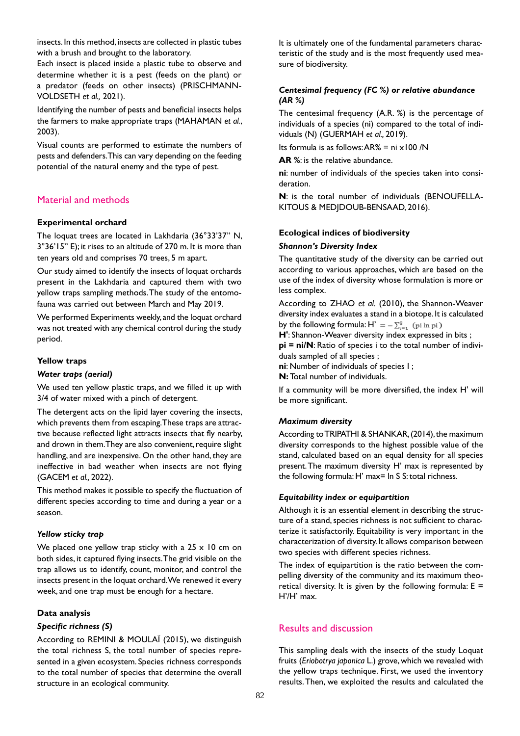insects. In this method, insects are collected in plastic tubes with a brush and brought to the laboratory.

Each insect is placed inside a plastic tube to observe and determine whether it is a pest (feeds on the plant) or a predator (feeds on other insects) (PRISCHMANN-VOLDSETH *et al.,* 2021).

Identifying the number of pests and beneficial insects helps the farmers to make appropriate traps (MAHAMAN *et al.*, 2003).

Visual counts are performed to estimate the numbers of pests and defenders. This can vary depending on the feeding potential of the natural enemy and the type of pest.

## Material and methods

### Experimental orchard

The loquat trees are located in Lakhdaria (36°33'37" N, 3°36'15" E); it rises to an altitude of 270 m. It is more than ten years old and comprises 70 trees, 5 m apart.

Our study aimed to identify the insects of loquat orchards present in the Lakhdaria and captured them with two yellow traps sampling methods. The study of the entomofauna was carried out between March and May 2019.

We performed Experiments weekly, and the loquat orchard was not treated with any chemical control during the study period.

### Yellow traps

#### *Water traps (aerial)*

We used ten yellow plastic traps, and we filled it up with 3/4 of water mixed with a pinch of detergent.

The detergent acts on the lipid layer covering the insects, which prevents them from escaping. These traps are attractive because reflected light attracts insects that fly nearby, and drown in them. They are also convenient, require slight handling, and are inexpensive. On the other hand, they are ineffective in bad weather when insects are not flying (GACEM *et al.,* 2022).

This method makes it possible to specify the fluctuation of different species according to time and during a year or a season.

#### *Yellow sticky trap*

We placed one yellow trap sticky with a 25 x 10 cm on both sides, it captured flying insects. The grid visible on the trap allows us to identify, count, monitor, and control the insects present in the loquat orchard. We renewed it every week, and one trap must be enough for a hectare.

### Data analysis

#### *Specific richness (S)*

According to REMINI & MOULAÏ (2015), we distinguish the total richness S, the total number of species represented in a given ecosystem. Species richness corresponds to the total number of species that determine the overall structure in an ecological community.

It is ultimately one of the fundamental parameters characteristic of the study and is the most frequently used measure of biodiversity.

#### *Centesimal frequency (FC %) or relative abundance (AR %)*

The centesimal frequency (A.R. %) is the percentage of individuals of a species (ni) compared to the total of individuals (N) (GUERMAH *et al.,* 2019).

Its formula is as follows: $AR\% = ni \times 100 / N$

**AR %**: is the relative abundance.

**ni**: number of individuals of the species taken into consideration.

**N**: is the total number of individuals (BENOUFELLA-KITOUS & MEDJDOUB-BENSAAD, 2016).

### Ecological indices of biodiversity

#### *Shannon's Diversity Index*

The quantitative study of the diversity can be carried out according to various approaches, which are based on the use of the index of diversity whose formulation is more or less complex.

According to ZHAO *et al.* (2010), the Shannon-Weaver diversity index evaluates a stand in a biotope. It is calculated by the following formula: $H' = -\sum_{i=1}^{S} (pi \ln pi)$

**H'**: Shannon-Weaver diversity index expressed in bits ;
**pi = ni/N**: Ratio of species i to the total number of individuals sampled of all species ;
**ni**: Number of individuals of species I ;
**N:** Total number of individuals.

If a community will be more diversified, the index H' will be more significant.

#### *Maximum diversity*

According to TRIPATHI & SHANKAR, (2014), the maximum diversity corresponds to the highest possible value of the stand, calculated based on an equal density for all species present. The maximum diversity H' max is represented by the following formula: $H'max = \ln S$ S: total richness.

#### *Equitability index or equipartition*

Although it is an essential element in describing the structure of a stand, species richness is not sufficient to characterize it satisfactorily. Equitability is very important in the characterization of diversity. It allows comparison between two species with different species richness.

The index of equipartition is the ratio between the compelling diversity of the community and its maximum theoretical diversity. It is given by the following formula: $E = H'/H'max$.

## Results and discussion

This sampling deals with the insects of the study Loquat fruits (*Eriobotrya japonica* L.) grove, which we revealed with the yellow traps technique. First, we used the inventory results. Then, we exploited the results and calculated the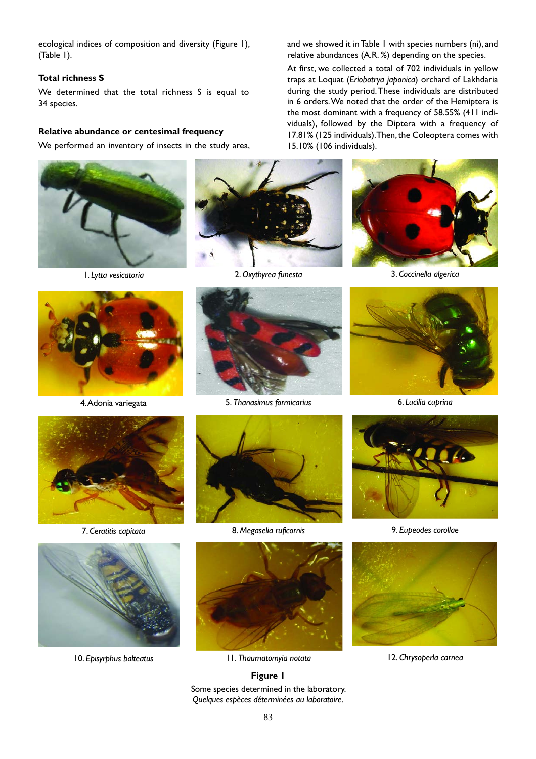ecological indices of composition and diversity (Figure 1), (Table 1).

### Total richness S

We determined that the total richness S is equal to 34 species.

### Relative abundance or centesimal frequency

We performed an inventory of insects in the study area, and we showed it in Table 1 with species numbers (ni), and relative abundances (A.R. %) depending on the species.

At first, we collected a total of 702 individuals in yellow traps at Loquat (*Eriobotrya japonica*) orchard of Lakhdaria during the study period. These individuals are distributed in 6 orders. We noted that the order of the Hemiptera is the most dominant with a frequency of 58.55% (411 individuals), followed by the Diptera with a frequency of 17.81% (125 individuals). Then, the Coleoptera comes with 15.10% (106 individuals).

1. *Lytta vesicatoria*

2. *Oxythyrea funesta*

3. *Coccinella algerica*

4. Adonia variegata

5. *Thanasimus formicarius*

6. *Lucilia cuprina*

7. *Ceratitis capitata*

8. *Megaselia ruficornis*

9. *Eupeodes corollae*

10. *Episyrphus balteatus*

11. *Thaumatomyia notata*

12. *Chrysoperla carnea*

**Figure 1**

Some species determined in the laboratory.
*Quelques espèces déterminées au laboratoire.*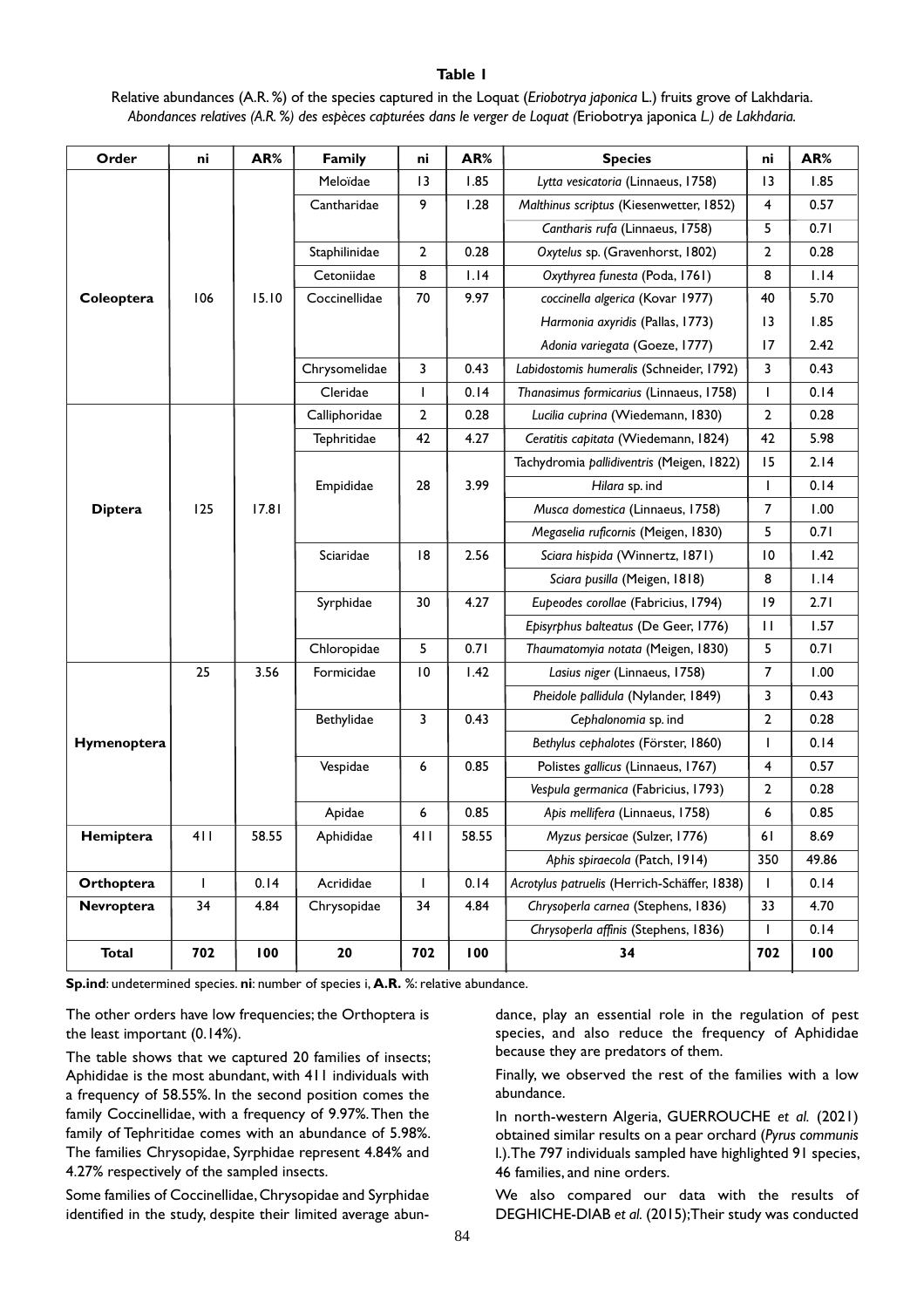**Table 1**

Relative abundances (A.R. %) of the species captured in the Loquat (*Eriobotrya japonica* L.) fruits grove of Lakhdaria.
*Abondances relatives (A.R. %) des espèces capturées dans le verger de Loquat (*Eriobotrya japonica *L.) de Lakhdaria.*

| Order | ni | AR% | Family | ni | AR% | Species | ni | AR% |
|---|---|---|---|---|---|---|---|---|
| **Coleoptera** | 106 | 15.10 | Meloïdae | 13 | 1.85 | *Lytta vesicatoria* (Linnaeus, 1758) | 13 | 1.85 |
| | | | Cantharidae | 9 | 1.28 | *Malthinus scriptus* (Kiesenwetter, 1852) | 4 | 0.57 |
| | | | | | | *Cantharis rufa* (Linnaeus, 1758) | 5 | 0.71 |
| | | | Staphilinidae | 2 | 0.28 | *Oxytelus* sp. (Gravenhorst, 1802) | 2 | 0.28 |
| | | | Cetoniidae | 8 | 1.14 | *Oxythyrea funesta* (Poda, 1761) | 8 | 1.14 |
| | | | Coccinellidae | 70 | 9.97 | *coccinella algerica* (Kovar 1977) | 40 | 5.70 |
| | | | | | | *Harmonia axyridis* (Pallas, 1773) | 13 | 1.85 |
| | | | | | | *Adonia variegata* (Goeze, 1777) | 17 | 2.42 |
| | | | Chrysomelidae | 3 | 0.43 | *Labidostomis humeralis* (Schneider, 1792) | 3 | 0.43 |
| | | | Cleridae | 1 | 0.14 | *Thanasimus formicarius* (Linnaeus, 1758) | 1 | 0.14 |
| **Diptera** | 125 | 17.81 | Calliphoridae | 2 | 0.28 | *Lucilia cuprina* (Wiedemann, 1830) | 2 | 0.28 |
| | | | Tephritidae | 42 | 4.27 | *Ceratitis capitata* (Wiedemann, 1824) | 42 | 5.98 |
| | | | Empididae | 28 | 3.99 | Tachydromia *pallidiventris* (Meigen, 1822) | 15 | 2.14 |
| | | | | | | *Hilara* sp. ind | 1 | 0.14 |
| | | | | | | *Musca domestica* (Linnaeus, 1758) | 7 | 1.00 |
| | | | | | | *Megaselia ruficornis* (Meigen, 1830) | 5 | 0.71 |
| | | | Sciaridae | 18 | 2.56 | *Sciara hispida* (Winnertz, 1871) | 10 | 1.42 |
| | | | | | | *Sciara pusilla* (Meigen, 1818) | 8 | 1.14 |
| | | | Syrphidae | 30 | 4.27 | *Eupeodes corollae* (Fabricius, 1794) | 19 | 2.71 |
| | | | | | | *Episyrphus balteatus* (De Geer, 1776) | 11 | 1.57 |
| | | | Chloropidae | 5 | 0.71 | *Thaumatomyia notata* (Meigen, 1830) | 5 | 0.71 |
| **Hymenoptera** | 25 | 3.56 | Formicidae | 10 | 1.42 | *Lasius niger* (Linnaeus, 1758) | 7 | 1.00 |
| | | | | | | *Pheidole pallidula* (Nylander, 1849) | 3 | 0.43 |
| | | | Bethylidae | 3 | 0.43 | *Cephalonomia* sp. ind | 2 | 0.28 |
| | | | | | | *Bethylus cephalotes* (Förster, 1860) | 1 | 0.14 |
| | | | Vespidae | 6 | 0.85 | Polistes *gallicus* (Linnaeus, 1767) | 4 | 0.57 |
| | | | | | | *Vespula germanica* (Fabricius, 1793) | 2 | 0.28 |
| | | | Apidae | 6 | 0.85 | *Apis mellifera* (Linnaeus, 1758) | 6 | 0.85 |
| **Hemiptera** | 411 | 58.55 | Aphididae | 411 | 58.55 | *Myzus persicae* (Sulzer, 1776) | 61 | 8.69 |
| | | | | | | *Aphis spiraecola* (Patch, 1914) | 350 | 49.86 |
| **Orthoptera** | 1 | 0.14 | Acrididae | 1 | 0.14 | *Acrotylus patruelis* (Herrich-Schäffer, 1838) | 1 | 0.14 |
| **Nevroptera** | 34 | 4.84 | Chrysopidae | 34 | 4.84 | *Chrysoperla carnea* (Stephens, 1836) | 33 | 4.70 |
| | | | | | | *Chrysoperla affinis* (Stephens, 1836) | 1 | 0.14 |
| **Total** | **702** | **100** | **20** | **702** | **100** | **34** | **702** | **100** |

**Sp.ind**: undetermined species. **ni**: number of species i, **A.R.** %: relative abundance.

The other orders have low frequencies; the Orthoptera is the least important (0.14%).

The table shows that we captured 20 families of insects; Aphididae is the most abundant, with 411 individuals with a frequency of 58.55%. In the second position comes the family Coccinellidae, with a frequency of 9.97%. Then the family of Tephritidae comes with an abundance of 5.98%. The families Chrysopidae, Syrphidae represent 4.84% and 4.27% respectively of the sampled insects.

Some families of Coccinellidae, Chrysopidae and Syrphidae identified in the study, despite their limited average abundance, play an essential role in the regulation of pest species, and also reduce the frequency of Aphididae because they are predators of them.

Finally, we observed the rest of the families with a low abundance.

In north-western Algeria, GUERROUCHE *et al.* (2021) obtained similar results on a pear orchard (*Pyrus communis* l.). The 797 individuals sampled have highlighted 91 species, 46 families, and nine orders.

We also compared our data with the results of DEGHICHE-DIAB *et al.* (2015); Their study was conducted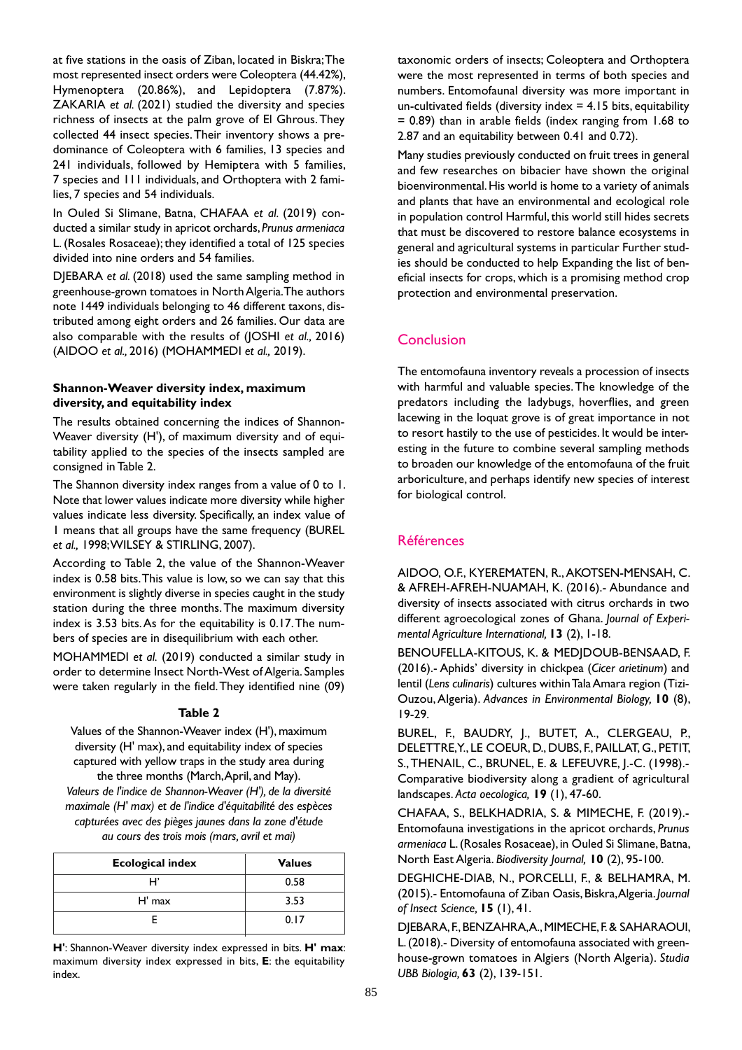at five stations in the oasis of Ziban, located in Biskra; The most represented insect orders were Coleoptera (44.42%), Hymenoptera (20.86%), and Lepidoptera (7.87%). ZAKARIA *et al.* (2021) studied the diversity and species richness of insects at the palm grove of El Ghrous. They collected 44 insect species. Their inventory shows a predominance of Coleoptera with 6 families, 13 species and 241 individuals, followed by Hemiptera with 5 families, 7 species and 111 individuals, and Orthoptera with 2 families, 7 species and 54 individuals.

In Ouled Si Slimane, Batna, CHAFAA *et al.* (2019) conducted a similar study in apricot orchards, *Prunus armeniaca* L. (Rosales Rosaceae); they identified a total of 125 species divided into nine orders and 54 families.

DJEBARA *et al.* (2018) used the same sampling method in greenhouse-grown tomatoes in North Algeria. The authors note 1449 individuals belonging to 46 different taxons, distributed among eight orders and 26 families. Our data are also comparable with the results of (JOSHI *et al.,* 2016) (AIDOO *et al.,* 2016) (MOHAMMEDI *et al.,* 2019).

### Shannon-Weaver diversity index, maximum diversity, and equitability index

The results obtained concerning the indices of Shannon-Weaver diversity (H'), of maximum diversity and of equitability applied to the species of the insects sampled are consigned in Table 2.

The Shannon diversity index ranges from a value of 0 to 1. Note that lower values indicate more diversity while higher values indicate less diversity. Specifically, an index value of 1 means that all groups have the same frequency (BUREL *et al.,* 1998; WILSEY & STIRLING, 2007).

According to Table 2, the value of the Shannon-Weaver index is 0.58 bits. This value is low, so we can say that this environment is slightly diverse in species caught in the study station during the three months. The maximum diversity index is 3.53 bits. As for the equitability is 0.17. The numbers of species are in disequilibrium with each other.

MOHAMMEDI *et al.* (2019) conducted a similar study in order to determine Insect North-West of Algeria. Samples were taken regularly in the field. They identified nine (09) taxonomic orders of insects; Coleoptera and Orthoptera were the most represented in terms of both species and numbers. Entomofaunal diversity was more important in un-cultivated fields (diversity index = 4.15 bits, equitability = 0.89) than in arable fields (index ranging from 1.68 to 2.87 and an equitability between 0.41 and 0.72).

Many studies previously conducted on fruit trees in general and few researches on bibacier have shown the original bioenvironmental. His world is home to a variety of animals and plants that have an environmental and ecological role in population control Harmful, this world still hides secrets that must be discovered to restore balance ecosystems in general and agricultural systems in particular Further studies should be conducted to help Expanding the list of beneficial insects for crops, which is a promising method crop protection and environmental preservation.

**Table 2**

Values of the Shannon-Weaver index (H'), maximum diversity (H' max), and equitability index of species captured with yellow traps in the study area during the three months (March, April, and May).

*Valeurs de l'indice de Shannon-Weaver (H'), de la diversité maximale (H' max) et de l'indice d'équitabilité des espèces capturées avec des pièges jaunes dans la zone d'étude au cours des trois mois (mars, avril et mai)*

| Ecological index | Values |
|---|---|
| H' | 0.58 |
| H' max | 3.53 |
| E | 0.17 |

**H'**: Shannon-Weaver diversity index expressed in bits. **H' max**: maximum diversity index expressed in bits, **E**: the equitability index.

## Conclusion

The entomofauna inventory reveals a procession of insects with harmful and valuable species. The knowledge of the predators including the ladybugs, hoverflies, and green lacewing in the loquat grove is of great importance in not to resort hastily to the use of pesticides. It would be interesting in the future to combine several sampling methods to broaden our knowledge of the entomofauna of the fruit arboriculture, and perhaps identify new species of interest for biological control.

## Références

AIDOO, O.F., KYEREMATEN, R., AKOTSEN-MENSAH, C. & AFREH-AFREH-NUAMAH, K. (2016).- Abundance and diversity of insects associated with citrus orchards in two different agroecological zones of Ghana. *Journal of Experimental Agriculture International,* **13** (2), 1-18.

BENOUFELLA-KITOUS, K. & MEDJDOUB-BENSAAD, F. (2016).- Aphids' diversity in chickpea (*Cicer arietinum*) and lentil (*Lens culinaris*) cultures within Tala Amara region (Tizi-Ouzou, Algeria). *Advances in Environmental Biology,* **10** (8), 19-29.

BUREL, F., BAUDRY, J., BUTET, A., CLERGEAU, P., DELETTRE, Y., LE COEUR, D., DUBS, F., PAILLAT, G., PETIT, S., THENAIL, C., BRUNEL, E. & LEFEUVRE, J.-C. (1998).- Comparative biodiversity along a gradient of agricultural landscapes. *Acta oecologica,* **19** (1), 47-60.

CHAFAA, S., BELKHADRIA, S. & MIMECHE, F. (2019).- Entomofauna investigations in the apricot orchards, *Prunus armeniaca* L. (Rosales Rosaceae), in Ouled Si Slimane, Batna, North East Algeria. *Biodiversity Journal,* **10** (2), 95-100.

DEGHICHE-DIAB, N., PORCELLI, F., & BELHAMRA, M. (2015).- Entomofauna of Ziban Oasis, Biskra, Algeria. *Journal of Insect Science,* **15** (1), 41.

DJEBARA, F., BENZAHRA, A., MIMECHE, F. & SAHARAOUI, L. (2018).- Diversity of entomofauna associated with greenhouse-grown tomatoes in Algiers (North Algeria). *Studia UBB Biologia,* **63** (2), 139-151.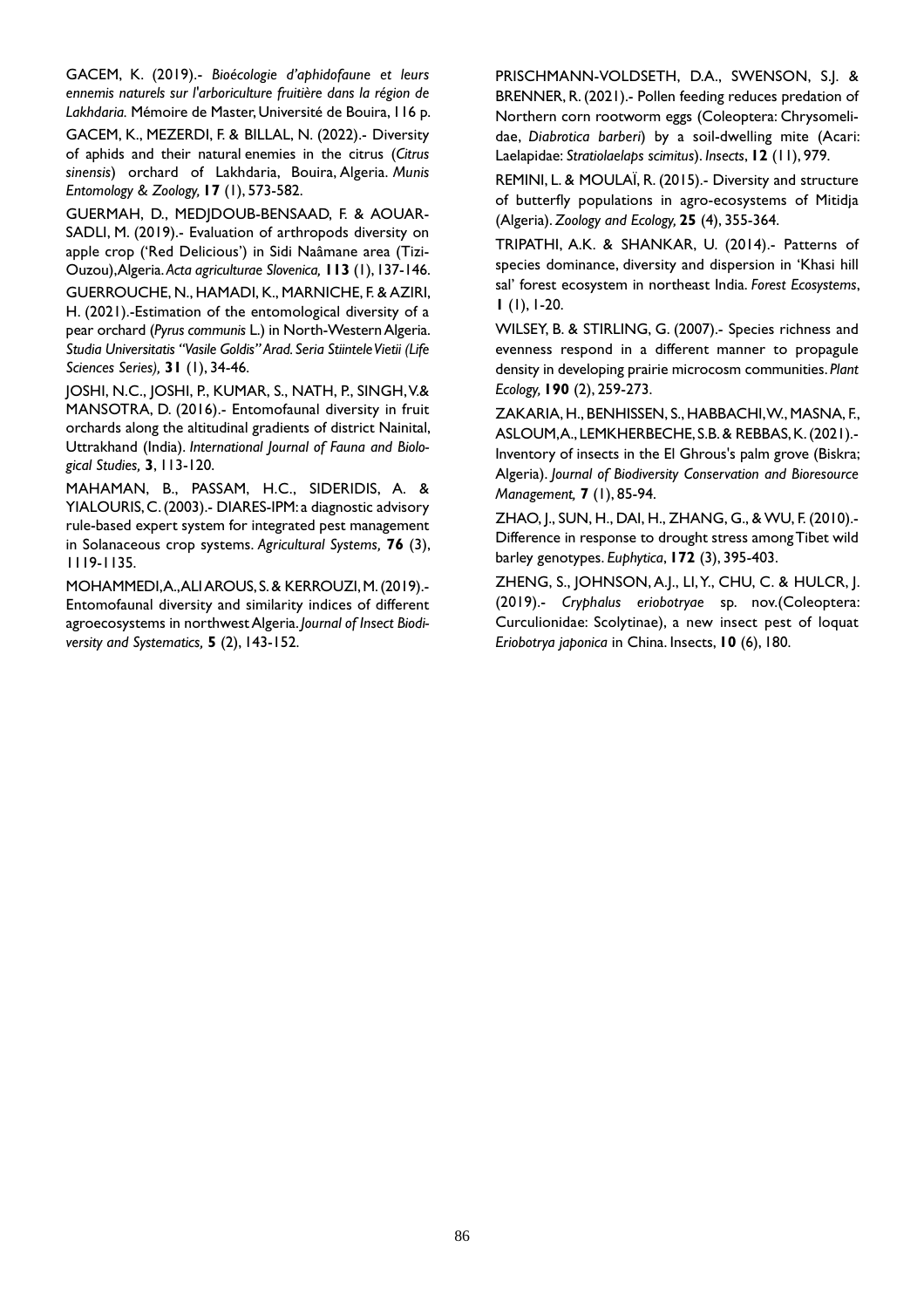GACEM, K. (2019).- *Bioécologie d'aphidofaune et leurs ennemis naturels sur l'arboriculture fruitière dans la région de Lakhdaria.* Mémoire de Master, Université de Bouira, 116 p.

GACEM, K., MEZERDI, F. & BILLAL, N. (2022).- Diversity of aphids and their natural enemies in the citrus (*Citrus sinensis*) orchard of Lakhdaria, Bouira, Algeria. *Munis Entomology & Zoology,* **17** (1), 573-582.

GUERMAH, D., MEDJDOUB-BENSAAD, F. & AOUAR-SADLI, M. (2019).- Evaluation of arthropods diversity on apple crop ('Red Delicious') in Sidi Naâmane area (Tizi-Ouzou), Algeria. *Acta agriculturae Slovenica,* **113** (1), 137-146.

GUERROUCHE, N., HAMADI, K., MARNICHE, F. & AZIRI, H. (2021).-Estimation of the entomological diversity of a pear orchard (*Pyrus communis* L.) in North-Western Algeria. *Studia Universitatis "Vasile Goldis" Arad. Seria Stiintele Vietii (Life Sciences Series),* **31** (1), 34-46.

JOSHI, N.C., JOSHI, P., KUMAR, S., NATH, P., SINGH, V.& MANSOTRA, D. (2016).- Entomofaunal diversity in fruit orchards along the altitudinal gradients of district Nainital, Uttrakhand (India). *International Journal of Fauna and Biological Studies,* **3**, 113-120.

MAHAMAN, B., PASSAM, H.C., SIDERIDIS, A. & YIALOURIS, C. (2003).- DIARES-IPM: a diagnostic advisory rule-based expert system for integrated pest management in Solanaceous crop systems. *Agricultural Systems,* **76** (3), 1119-1135.

MOHAMMEDI, A., ALI AROUS, S. & KERROUZI, M. (2019).- Entomofaunal diversity and similarity indices of different agroecosystems in northwest Algeria. *Journal of Insect Biodiversity and Systematics,* **5** (2), 143-152.

PRISCHMANN-VOLDSETH, D.A., SWENSON, S.J. & BRENNER, R. (2021).- Pollen feeding reduces predation of Northern corn rootworm eggs (Coleoptera: Chrysomelidae, *Diabrotica barberi*) by a soil-dwelling mite (Acari: Laelapidae: *Stratiolaelaps scimitus*). *Insects*, **12** (11), 979.

REMINI, L. & MOULAÏ, R. (2015).- Diversity and structure of butterfly populations in agro-ecosystems of Mitidja (Algeria). *Zoology and Ecology,* **25** (4), 355-364.

TRIPATHI, A.K. & SHANKAR, U. (2014).- Patterns of species dominance, diversity and dispersion in 'Khasi hill sal' forest ecosystem in northeast India. *Forest Ecosystems*, **1** (1), 1-20.

WILSEY, B. & STIRLING, G. (2007).- Species richness and evenness respond in a different manner to propagule density in developing prairie microcosm communities. *Plant Ecology,* **190** (2), 259-273.

ZAKARIA, H., BENHISSEN, S., HABBACHI, W., MASNA, F., ASLOUM, A., LEMKHERBECHE, S.B. & REBBAS, K. (2021).- Inventory of insects in the El Ghrous's palm grove (Biskra; Algeria). *Journal of Biodiversity Conservation and Bioresource Management,* **7** (1), 85-94.

ZHAO, J., SUN, H., DAI, H., ZHANG, G., & WU, F. (2010).- Difference in response to drought stress among Tibet wild barley genotypes. *Euphytica*, **172** (3), 395-403.

ZHENG, S., JOHNSON, A.J., LI, Y., CHU, C. & HULCR, J. (2019).- *Cryphalus eriobotryae* sp. nov.(Coleoptera: Curculionidae: Scolytinae), a new insect pest of loquat *Eriobotrya japonica* in China. Insects, **10** (6), 180.